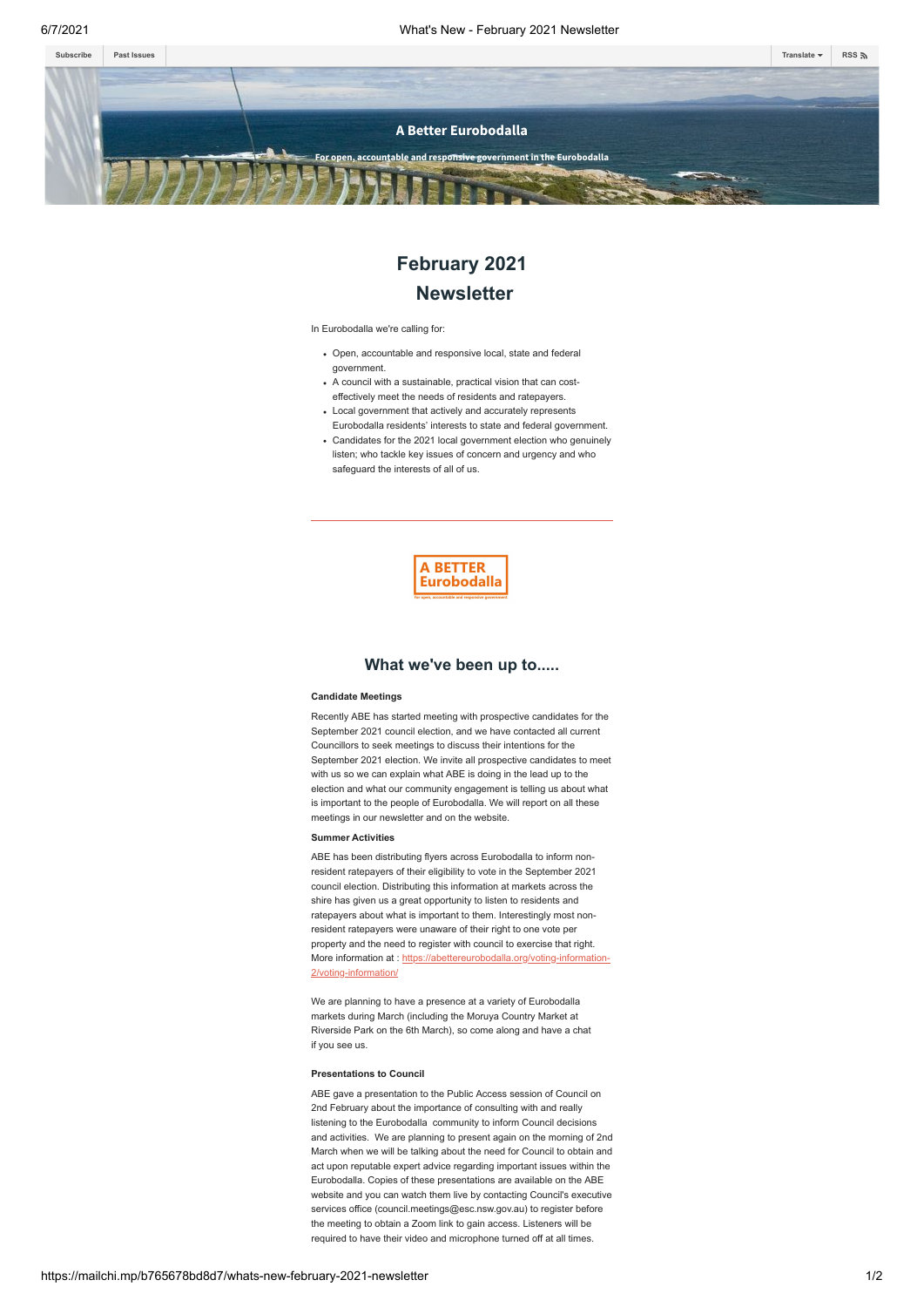Subscribe | Past Issues | Translate | RSS

# A Better Eurobodalla

For open, accountable and responsive government in the Eurobodalla

# February 2021 Newsletter

In Eurobodalla we're calling for:

- Open, accountable and responsive local, state and federal government.
- A council with a sustainable, practical vision that can cost-effectively meet the needs of residents and ratepayers.
- Local government that actively and accurately represents Eurobodalla residents' interests to state and federal government.
- Candidates for the 2021 local government election who genuinely listen; who tackle key issues of concern and urgency and who safeguard the interests of all of us.

---

A BETTER Eurobodalla

For open, accountable and responsive government

## What we've been up to.....

**Candidate Meetings**

Recently ABE has started meeting with prospective candidates for the September 2021 council election, and we have contacted all current Councillors to seek meetings to discuss their intentions for the September 2021 election. We invite all prospective candidates to meet with us so we can explain what ABE is doing in the lead up to the election and what our community engagement is telling us about what is important to the people of Eurobodalla. We will report on all these meetings in our newsletter and on the website.

**Summer Activities**

ABE has been distributing flyers across Eurobodalla to inform non-resident ratepayers of their eligibility to vote in the September 2021 council election. Distributing this information at markets across the shire has given us a great opportunity to listen to residents and ratepayers about what is important to them. Interestingly most non-resident ratepayers were unaware of their right to one vote per property and the need to register with council to exercise that right. More information at : https://abettereurobodalla.org/voting-information-2/voting-information/

We are planning to have a presence at a variety of Eurobodalla markets during March (including the Moruya Country Market at Riverside Park on the 6th March), so come along and have a chat if you see us.

**Presentations to Council**

ABE gave a presentation to the Public Access session of Council on 2nd February about the importance of consulting with and really listening to the Eurobodalla community to inform Council decisions and activities. We are planning to present again on the morning of 2nd March when we will be talking about the need for Council to obtain and act upon reputable expert advice regarding important issues within the Eurobodalla. Copies of these presentations are available on the ABE website and you can watch them live by contacting Council's executive services office (council.meetings@esc.nsw.gov.au) to register before the meeting to obtain a Zoom link to gain access. Listeners will be required to have their video and microphone turned off at all times.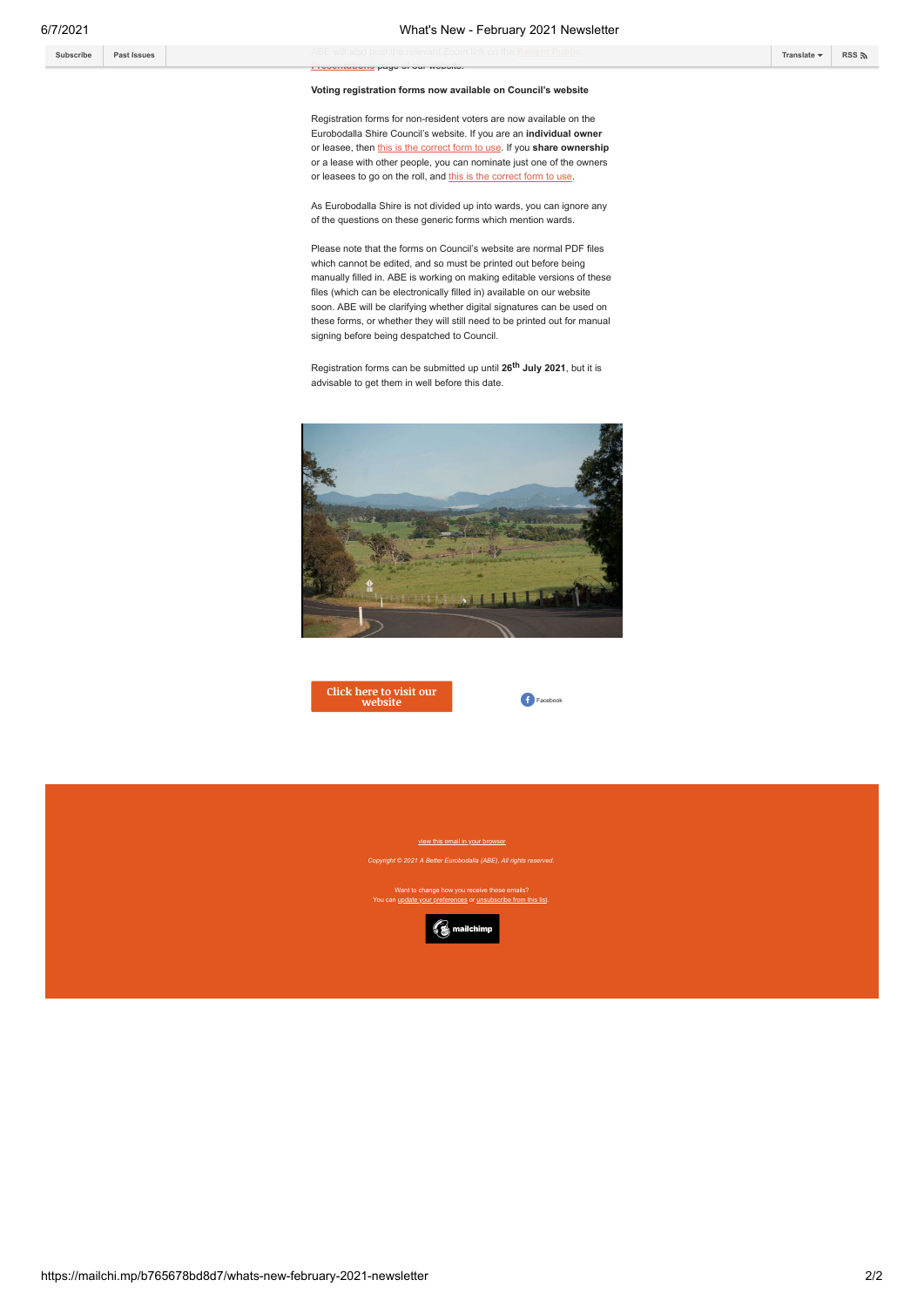ABE will also post the relevant Zoom link on the Recent Public Presentations page of our website.

**Voting registration forms now available on Council's website**

Registration forms for non-resident voters are now available on the Eurobodalla Shire Council's website. If you are an **individual owner** or leasee, then this is the correct form to use. If you **share ownership** or a lease with other people, you can nominate just one of the owners or leasees to go on the roll, and this is the correct form to use.

As Eurobodalla Shire is not divided up into wards, you can ignore any of the questions on these generic forms which mention wards.

Please note that the forms on Council's website are normal PDF files which cannot be edited, and so must be printed out before being manually filled in. ABE is working on making editable versions of these files (which can be electronically filled in) available on our website soon. ABE will be clarifying whether digital signatures can be used on these forms, or whether they will still need to be printed out for manual signing before being despatched to Council.

Registration forms can be submitted up until **26th July 2021**, but it is advisable to get them in well before this date.

Click here to visit our website

Facebook

view this email in your browser

*Copyright © 2021 A Better Eurobodalla (ABE), All rights reserved.*

Want to change how you receive these emails?
You can update your preferences or unsubscribe from this list.

mailchimp